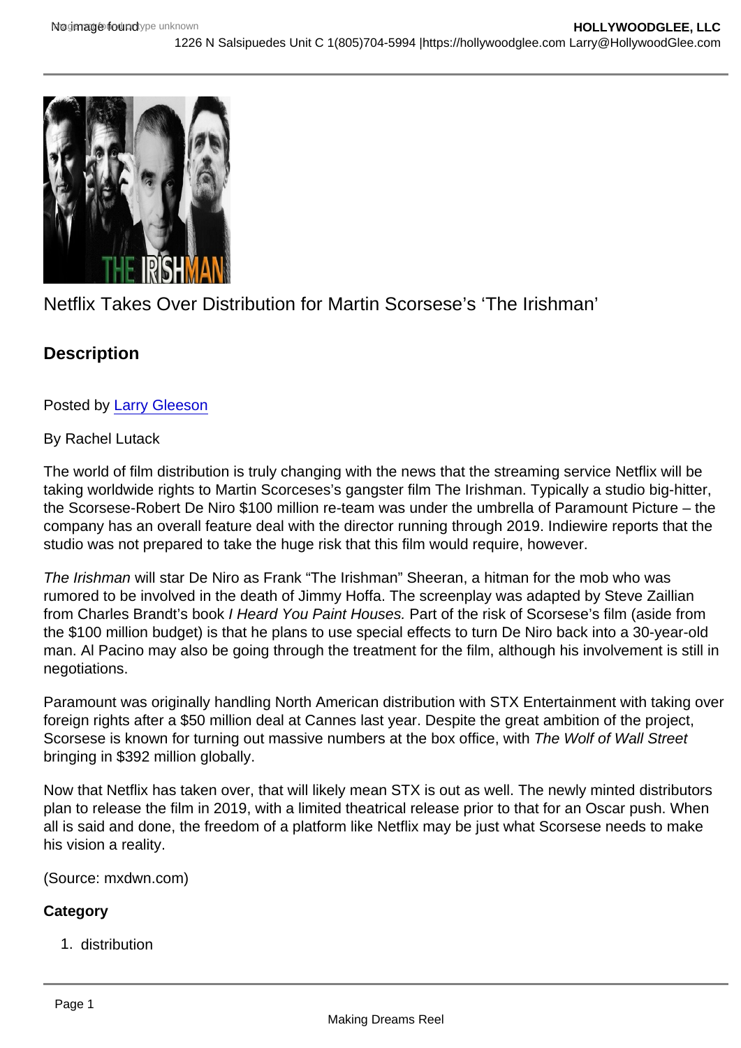Netflix Takes Over Distribution for Martin Scorsese's 'The Irishman'

## Description

Posted by Larry Gleeson

By Rachel Lutack

The world of film distribution is truly changing with the news that the streaming service Netflix will be taking worldwide rights to Martin Scorceses's gangster film The Irishman. Typically a studio big-hitter, the Scorsese-Robert De Niro $100 million re-team was under the umbrella of Paramount Picture – the company has an overall feature deal with the director running through 2019. Indiewire reports that the studio was not prepared to take the huge risk that this film would require, however.

*The Irishman* will star De Niro as Frank "The Irishman" Sheeran, a hitman for the mob who was rumored to be involved in the death of Jimmy Hoffa. The screenplay was adapted by Steve Zaillian from Charles Brandt's book *I Heard You Paint Houses.* Part of the risk of Scorsese's film (aside from the $100 million budget) is that he plans to use special effects to turn De Niro back into a 30-year-old man. Al Pacino may also be going through the treatment for the film, although his involvement is still in negotiations.

Paramount was originally handling North American distribution with STX Entertainment with taking over foreign rights after a $50 million deal at Cannes last year. Despite the great ambition of the project, Scorsese is known for turning out massive numbers at the box office, with *The Wolf of Wall Street* bringing in $392 million globally.

Now that Netflix has taken over, that will likely mean STX is out as well. The newly minted distributors plan to release the film in 2019, with a limited theatrical release prior to that for an Oscar push. When all is said and done, the freedom of a platform like Netflix may be just what Scorsese needs to make his vision a reality.

(Source: mxdwn.com)

**Category**

1. distribution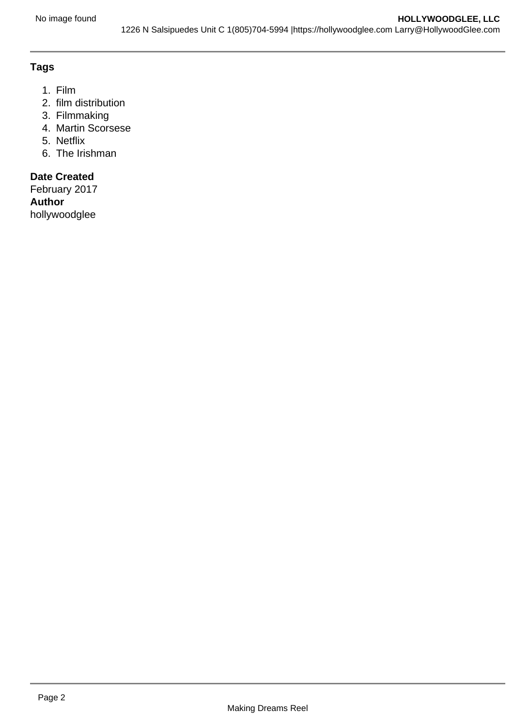**Tags**

1. Film
2. film distribution
3. Filmmaking
4. Martin Scorsese
5. Netflix
6. The Irishman

**Date Created**
February 2017
**Author**
hollywoodglee